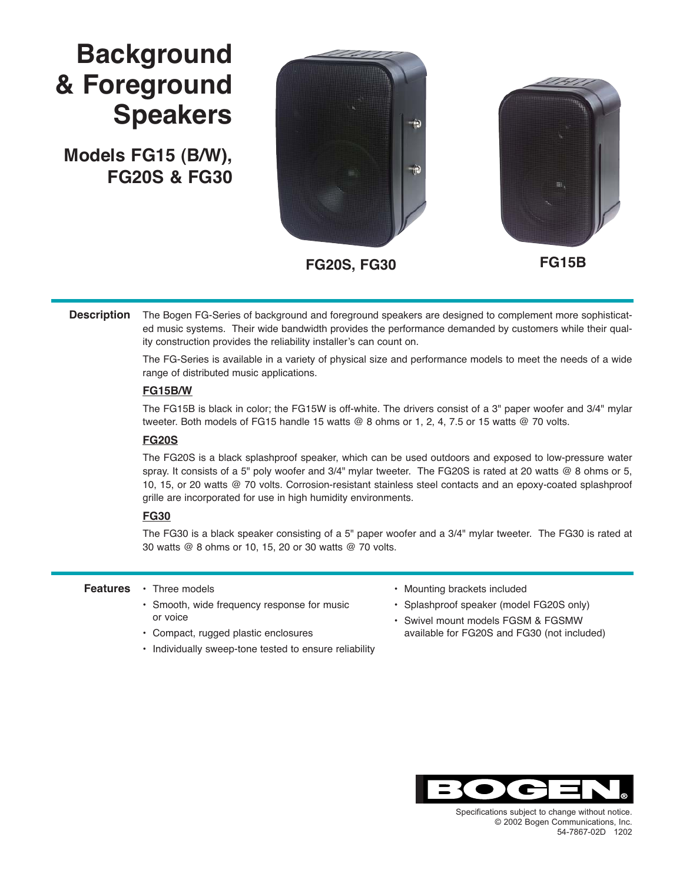# Background & Foreground Speakers

## Models FG15 (B/W), FG20S & FG30

FG20S, FG30

FG15B

## Description

The Bogen FG-Series of background and foreground speakers are designed to complement more sophisticated music systems. Their wide bandwidth provides the performance demanded by customers while their quality construction provides the reliability installer's can count on.

The FG-Series is available in a variety of physical size and performance models to meet the needs of a wide range of distributed music applications.

### FG15B/W

The FG15B is black in color; the FG15W is off-white. The drivers consist of a 3" paper woofer and 3/4" mylar tweeter. Both models of FG15 handle 15 watts @ 8 ohms or 1, 2, 4, 7.5 or 15 watts @ 70 volts.

### FG20S

The FG20S is a black splashproof speaker, which can be used outdoors and exposed to low-pressure water spray. It consists of a 5" poly woofer and 3/4" mylar tweeter. The FG20S is rated at 20 watts @ 8 ohms or 5, 10, 15, or 20 watts @ 70 volts. Corrosion-resistant stainless steel contacts and an epoxy-coated splashproof grille are incorporated for use in high humidity environments.

### FG30

The FG30 is a black speaker consisting of a 5" paper woofer and a 3/4" mylar tweeter. The FG30 is rated at 30 watts @ 8 ohms or 10, 15, 20 or 30 watts @ 70 volts.

## Features

- Three models
- Smooth, wide frequency response for music or voice
- Compact, rugged plastic enclosures
- Individually sweep-tone tested to ensure reliability
- Mounting brackets included
- Splashproof speaker (model FG20S only)
- Swivel mount models FGSM & FGSMW available for FG20S and FG30 (not included)

BOGEN®

Specifications subject to change without notice.
© 2002 Bogen Communications, Inc.
54-7867-02D 1202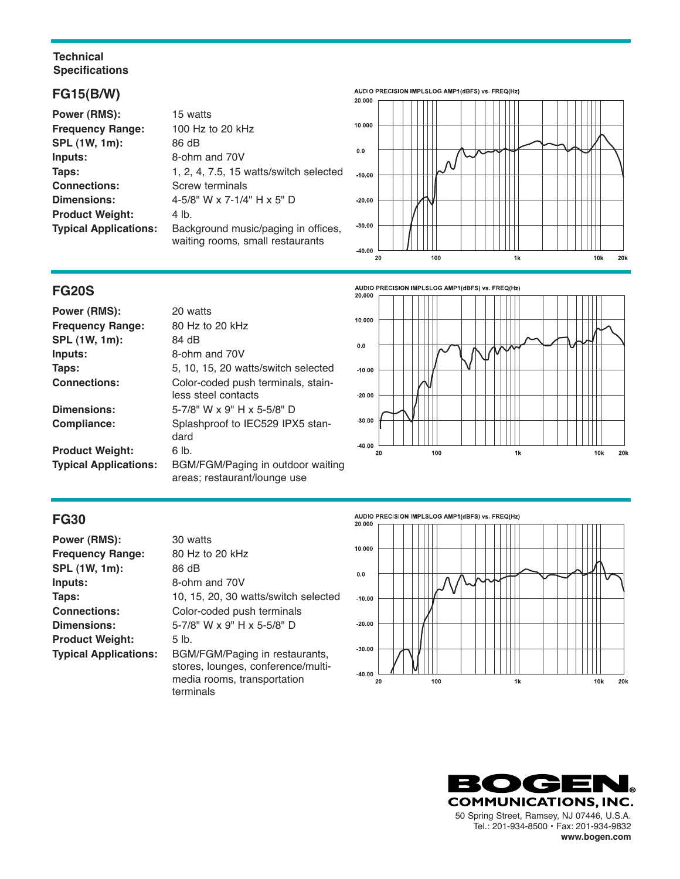## Technical Specifications

### FG15(B/W)

| | |
|---|---|
| **Power (RMS):** | 15 watts |
| **Frequency Range:** | 100 Hz to 20 kHz |
| **SPL (1W, 1m):** | 86 dB |
| **Inputs:** | 8-ohm and 70V |
| **Taps:** | 1, 2, 4, 7.5, 15 watts/switch selected |
| **Connections:** | Screw terminals |
| **Dimensions:** | 4-5/8" W x 7-1/4" H x 5" D |
| **Product Weight:** | 4 lb. |
| **Typical Applications:** | Background music/paging in offices, waiting rooms, small restaurants |

AUDIO PRECISION IMPLSLOG AMP1(dBFS) vs. FREQ(Hz)

20.000
10.000
0.0
-10.00
-20.00
-30.00
-40.00
20
100
1k
10k
20k

### FG20S

| | |
|---|---|
| **Power (RMS):** | 20 watts |
| **Frequency Range:** | 80 Hz to 20 kHz |
| **SPL (1W, 1m):** | 84 dB |
| **Inputs:** | 8-ohm and 70V |
| **Taps:** | 5, 10, 15, 20 watts/switch selected |
| **Connections:** | Color-coded push terminals, stainless steel contacts |
| **Dimensions:** | 5-7/8" W x 9" H x 5-5/8" D |
| **Compliance:** | Splashproof to IEC529 IPX5 standard |
| **Product Weight:** | 6 lb. |
| **Typical Applications:** | BGM/FGM/Paging in outdoor waiting areas; restaurant/lounge use |

AUDIO PRECISION IMPLSLOG AMP1(dBFS) vs. FREQ(Hz)

20.000
10.000
0.0
-10.00
-20.00
-30.00
-40.00
20
100
1k
10k
20k

### FG30

| | |
|---|---|
| **Power (RMS):** | 30 watts |
| **Frequency Range:** | 80 Hz to 20 kHz |
| **SPL (1W, 1m):** | 86 dB |
| **Inputs:** | 8-ohm and 70V |
| **Taps:** | 10, 15, 20, 30 watts/switch selected |
| **Connections:** | Color-coded push terminals |
| **Dimensions:** | 5-7/8" W x 9" H x 5-5/8" D |
| **Product Weight:** | 5 lb. |
| **Typical Applications:** | BGM/FGM/Paging in restaurants, stores, lounges, conference/multimedia rooms, transportation terminals |

AUDIO PRECISION IMPLSLOG AMP1(dBFS) vs. FREQ(Hz)

20.000
10.000
0.0
-10.00
-20.00
-30.00
-40.00
20
100
1k
10k
20k

**BOGEN® COMMUNICATIONS, INC.**

50 Spring Street, Ramsey, NJ 07446, U.S.A.
Tel.: 201-934-8500 • Fax: 201-934-9832
**www.bogen.com**